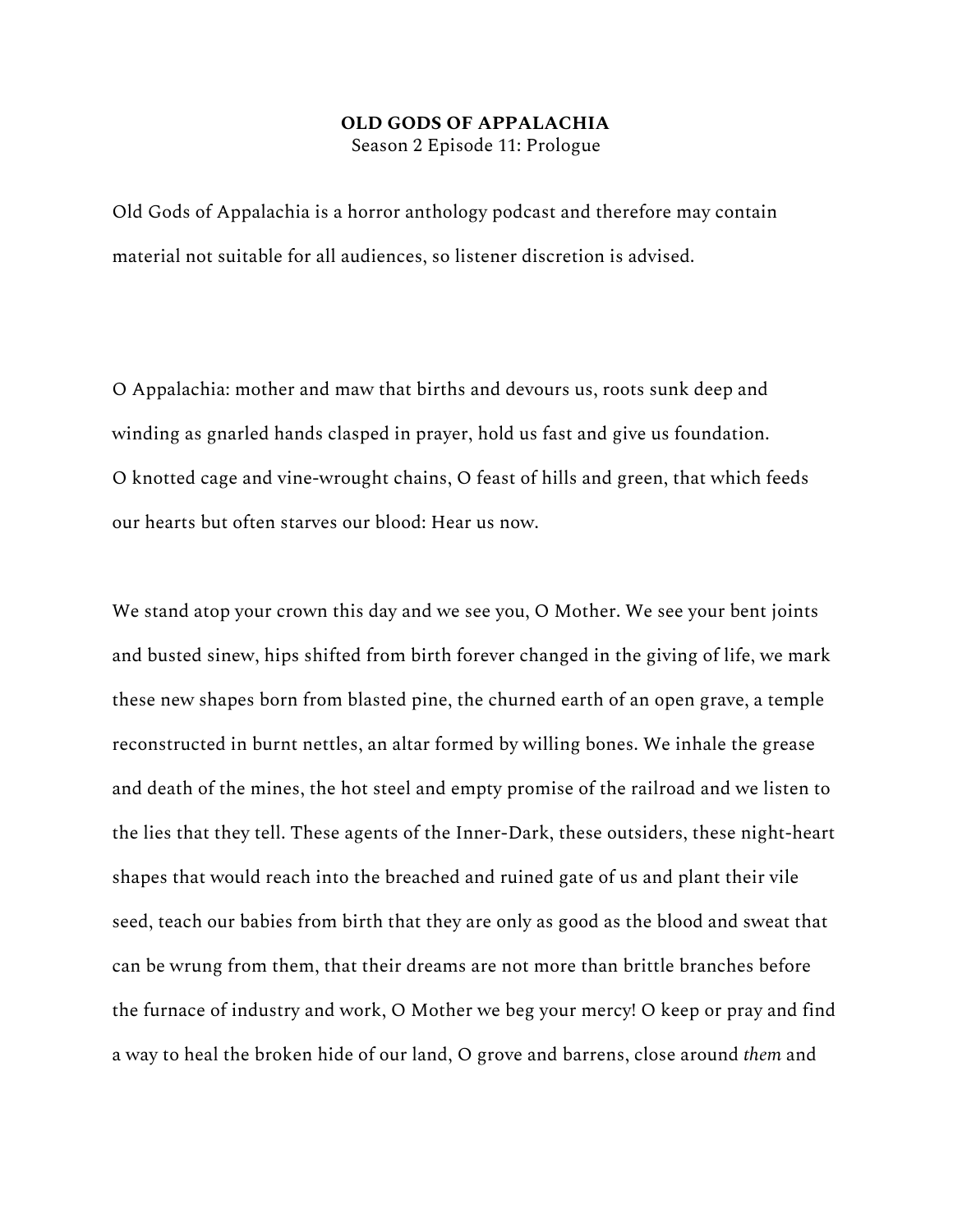**OLD GODS OF APPALACHIA**

Season 2 Episode 11: Prologue

Old Gods of Appalachia is a horror anthology podcast and therefore may contain material not suitable for all audiences, so listener discretion is advised.

O Appalachia: mother and maw that births and devours us, roots sunk deep and winding as gnarled hands clasped in prayer, hold us fast and give us foundation. O knotted cage and vine-wrought chains, O feast of hills and green, that which feeds our hearts but often starves our blood: Hear us now.

We stand atop your crown this day and we see you, O Mother. We see your bent joints and busted sinew, hips shifted from birth forever changed in the giving of life, we mark these new shapes born from blasted pine, the churned earth of an open grave, a temple reconstructed in burnt nettles, an altar formed by willing bones. We inhale the grease and death of the mines, the hot steel and empty promise of the railroad and we listen to the lies that they tell. These agents of the Inner-Dark, these outsiders, these night-heart shapes that would reach into the breached and ruined gate of us and plant their vile seed, teach our babies from birth that they are only as good as the blood and sweat that can be wrung from them, that their dreams are not more than brittle branches before the furnace of industry and work, O Mother we beg your mercy! O keep or pray and find a way to heal the broken hide of our land, O grove and barrens, close around *them* and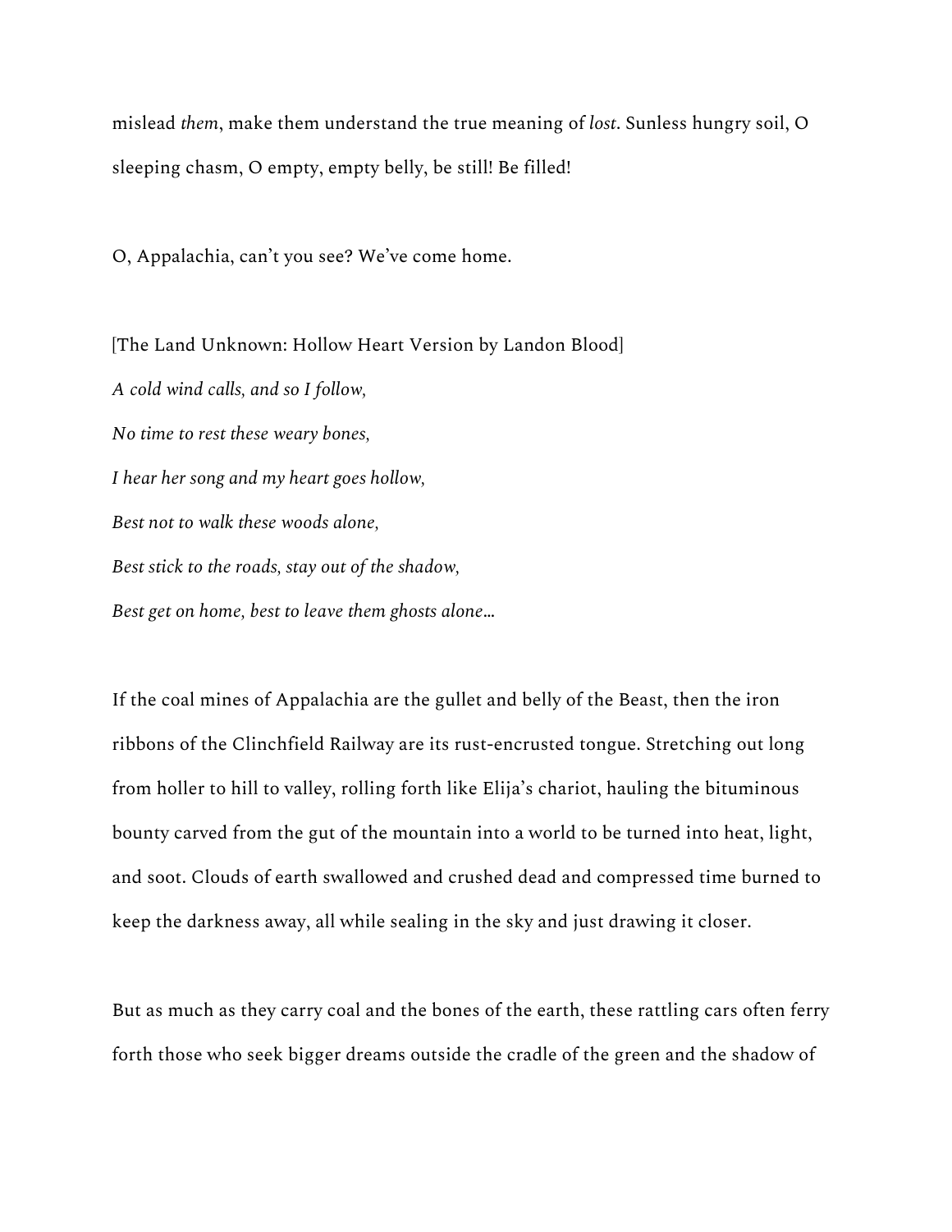mislead *them*, make them understand the true meaning of *lost*. Sunless hungry soil, O sleeping chasm, O empty, empty belly, be still! Be filled!

O, Appalachia, can't you see? We've come home.

[The Land Unknown: Hollow Heart Version by Landon Blood]

*A cold wind calls, and so I follow,*

*No time to rest these weary bones,*

*I hear her song and my heart goes hollow,*

*Best not to walk these woods alone,*

*Best stick to the roads, stay out of the shadow,*

*Best get on home, best to leave them ghosts alone…*

If the coal mines of Appalachia are the gullet and belly of the Beast, then the iron ribbons of the Clinchfield Railway are its rust-encrusted tongue. Stretching out long from holler to hill to valley, rolling forth like Elija's chariot, hauling the bituminous bounty carved from the gut of the mountain into a world to be turned into heat, light, and soot. Clouds of earth swallowed and crushed dead and compressed time burned to keep the darkness away, all while sealing in the sky and just drawing it closer.

But as much as they carry coal and the bones of the earth, these rattling cars often ferry forth those who seek bigger dreams outside the cradle of the green and the shadow of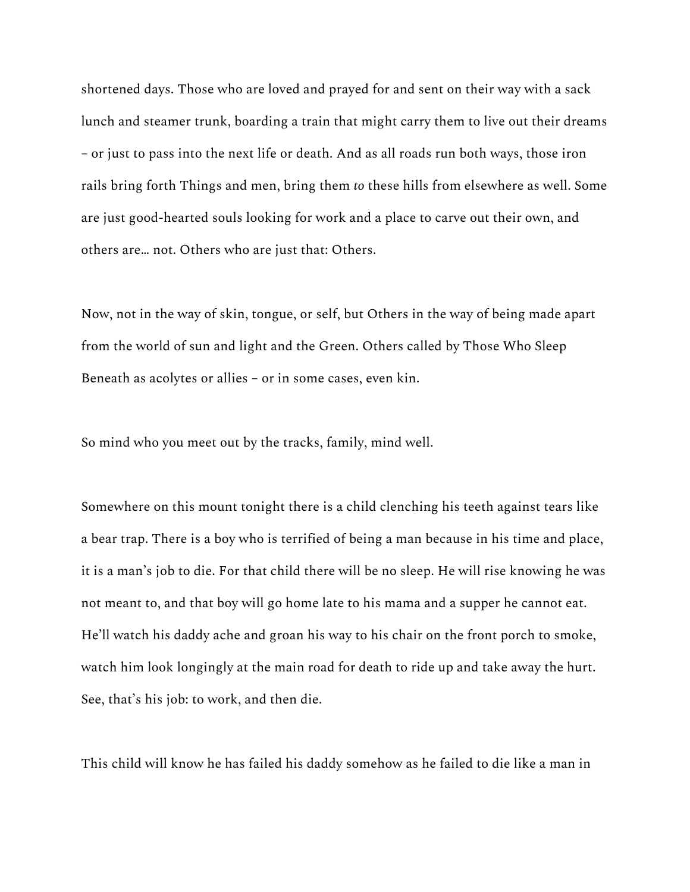shortened days. Those who are loved and prayed for and sent on their way with a sack lunch and steamer trunk, boarding a train that might carry them to live out their dreams – or just to pass into the next life or death. And as all roads run both ways, those iron rails bring forth Things and men, bring them *to* these hills from elsewhere as well. Some are just good-hearted souls looking for work and a place to carve out their own, and others are… not. Others who are just that: Others.

Now, not in the way of skin, tongue, or self, but Others in the way of being made apart from the world of sun and light and the Green. Others called by Those Who Sleep Beneath as acolytes or allies – or in some cases, even kin.

So mind who you meet out by the tracks, family, mind well.

Somewhere on this mount tonight there is a child clenching his teeth against tears like a bear trap. There is a boy who is terrified of being a man because in his time and place, it is a man's job to die. For that child there will be no sleep. He will rise knowing he was not meant to, and that boy will go home late to his mama and a supper he cannot eat. He'll watch his daddy ache and groan his way to his chair on the front porch to smoke, watch him look longingly at the main road for death to ride up and take away the hurt. See, that's his job: to work, and then die.

This child will know he has failed his daddy somehow as he failed to die like a man in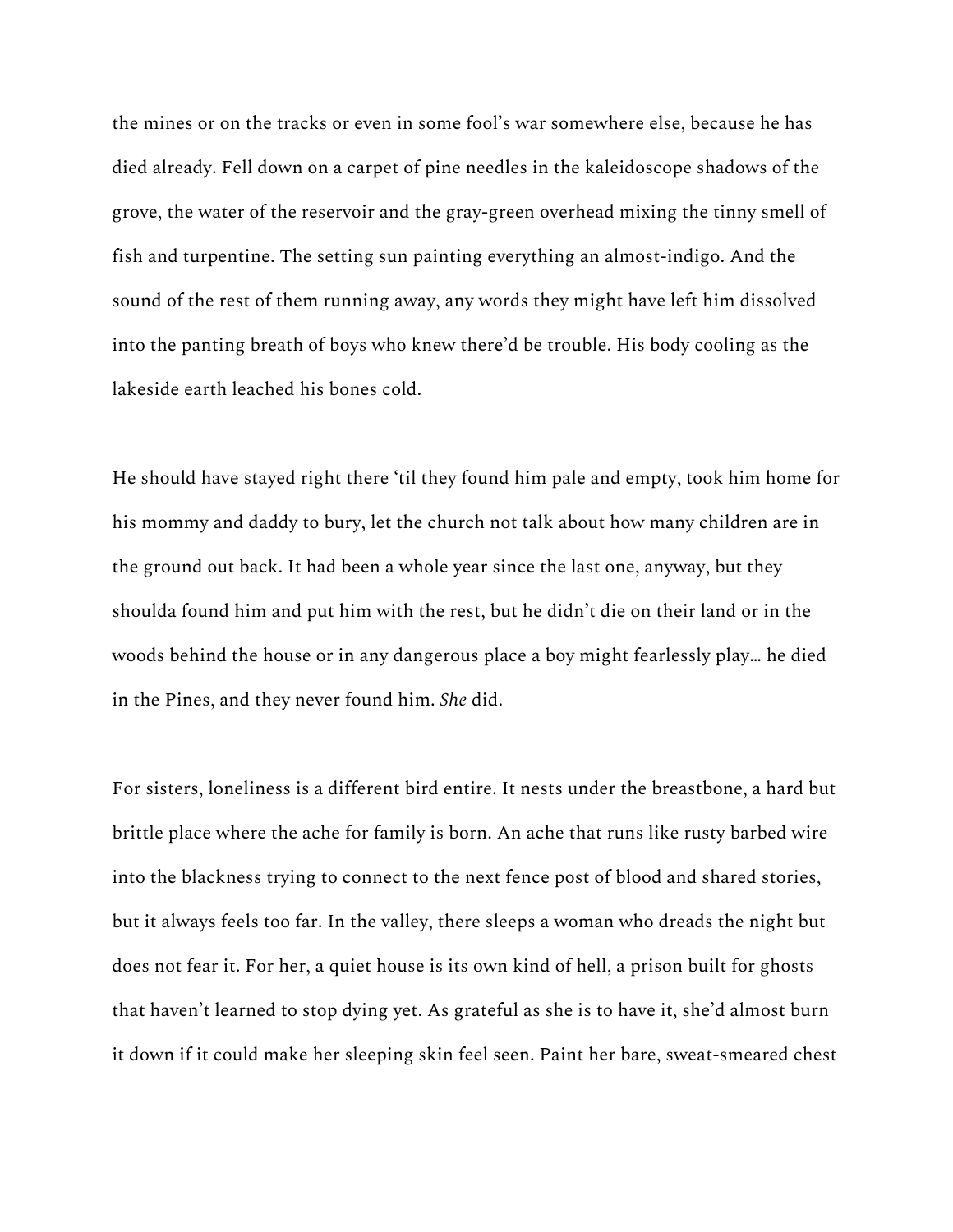the mines or on the tracks or even in some fool's war somewhere else, because he has died already. Fell down on a carpet of pine needles in the kaleidoscope shadows of the grove, the water of the reservoir and the gray-green overhead mixing the tinny smell of fish and turpentine. The setting sun painting everything an almost-indigo. And the sound of the rest of them running away, any words they might have left him dissolved into the panting breath of boys who knew there'd be trouble. His body cooling as the lakeside earth leached his bones cold.

He should have stayed right there 'til they found him pale and empty, took him home for his mommy and daddy to bury, let the church not talk about how many children are in the ground out back. It had been a whole year since the last one, anyway, but they shoulda found him and put him with the rest, but he didn't die on their land or in the woods behind the house or in any dangerous place a boy might fearlessly play… he died in the Pines, and they never found him. *She* did.

For sisters, loneliness is a different bird entire. It nests under the breastbone, a hard but brittle place where the ache for family is born. An ache that runs like rusty barbed wire into the blackness trying to connect to the next fence post of blood and shared stories, but it always feels too far. In the valley, there sleeps a woman who dreads the night but does not fear it. For her, a quiet house is its own kind of hell, a prison built for ghosts that haven't learned to stop dying yet. As grateful as she is to have it, she'd almost burn it down if it could make her sleeping skin feel seen. Paint her bare, sweat-smeared chest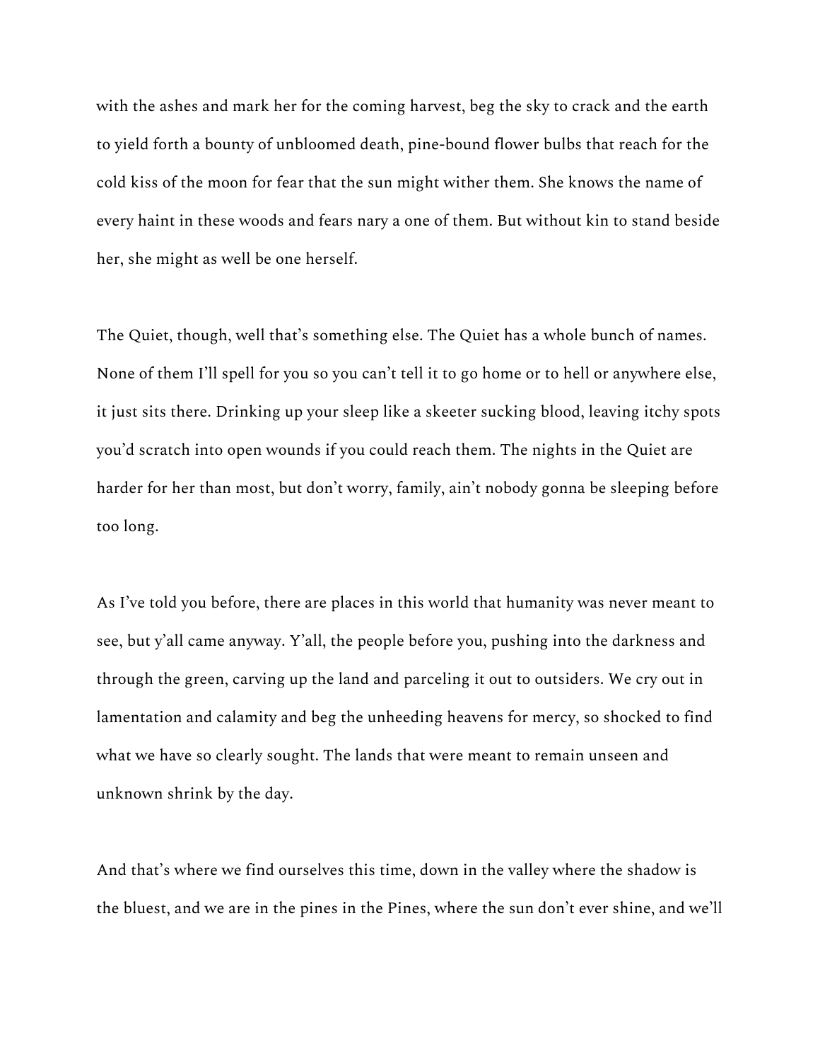with the ashes and mark her for the coming harvest, beg the sky to crack and the earth to yield forth a bounty of unbloomed death, pine-bound flower bulbs that reach for the cold kiss of the moon for fear that the sun might wither them. She knows the name of every haint in these woods and fears nary a one of them. But without kin to stand beside her, she might as well be one herself.

The Quiet, though, well that's something else. The Quiet has a whole bunch of names. None of them I'll spell for you so you can't tell it to go home or to hell or anywhere else, it just sits there. Drinking up your sleep like a skeeter sucking blood, leaving itchy spots you'd scratch into open wounds if you could reach them. The nights in the Quiet are harder for her than most, but don't worry, family, ain't nobody gonna be sleeping before too long.

As I've told you before, there are places in this world that humanity was never meant to see, but y'all came anyway. Y'all, the people before you, pushing into the darkness and through the green, carving up the land and parceling it out to outsiders. We cry out in lamentation and calamity and beg the unheeding heavens for mercy, so shocked to find what we have so clearly sought. The lands that were meant to remain unseen and unknown shrink by the day.

And that's where we find ourselves this time, down in the valley where the shadow is the bluest, and we are in the pines in the Pines, where the sun don't ever shine, and we'll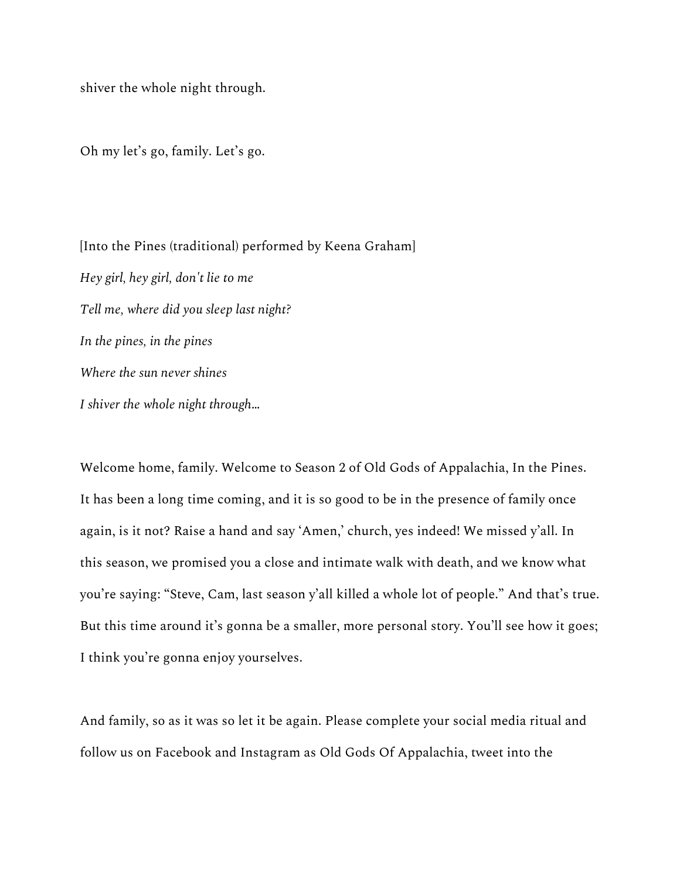shiver the whole night through.

Oh my let's go, family. Let's go.

[Into the Pines (traditional) performed by Keena Graham]

*Hey girl, hey girl, don't lie to me*

*Tell me, where did you sleep last night?*

*In the pines, in the pines*

*Where the sun never shines*

*I shiver the whole night through…*

Welcome home, family. Welcome to Season 2 of Old Gods of Appalachia, In the Pines. It has been a long time coming, and it is so good to be in the presence of family once again, is it not? Raise a hand and say 'Amen,' church, yes indeed! We missed y'all. In this season, we promised you a close and intimate walk with death, and we know what you're saying: "Steve, Cam, last season y'all killed a whole lot of people." And that's true. But this time around it's gonna be a smaller, more personal story. You'll see how it goes; I think you're gonna enjoy yourselves.

And family, so as it was so let it be again. Please complete your social media ritual and follow us on Facebook and Instagram as Old Gods Of Appalachia, tweet into the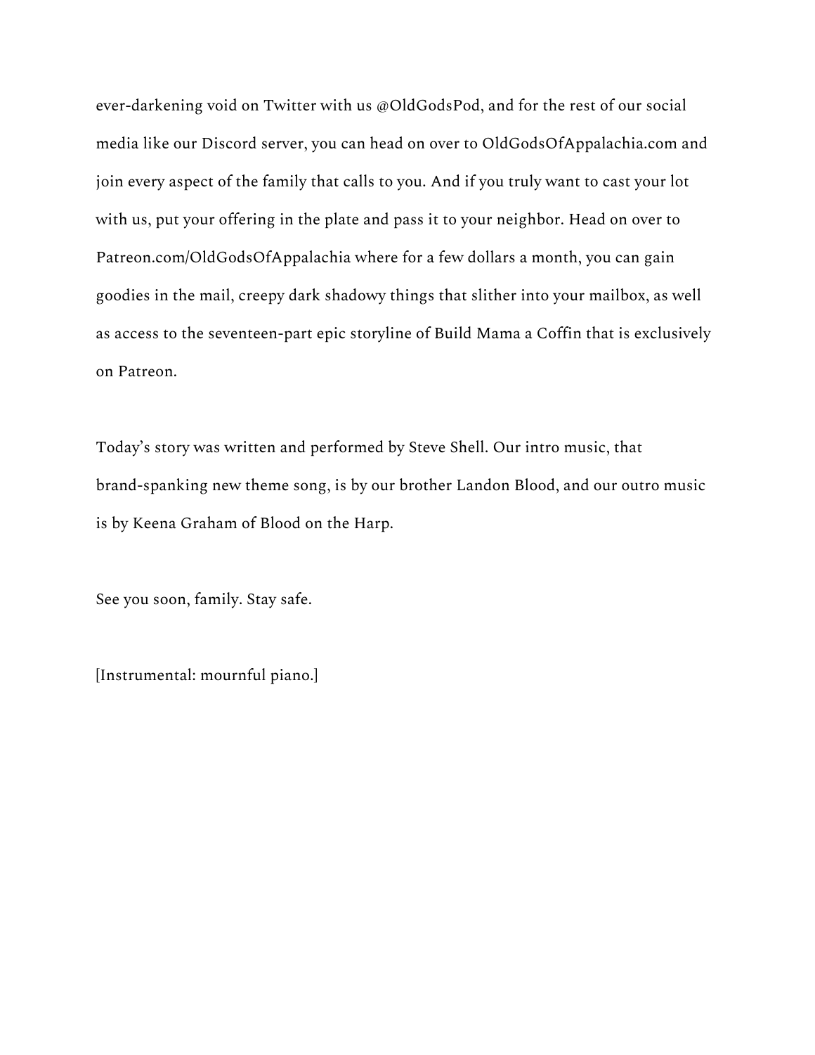ever-darkening void on Twitter with us @OldGodsPod, and for the rest of our social media like our Discord server, you can head on over to OldGodsOfAppalachia.com and join every aspect of the family that calls to you. And if you truly want to cast your lot with us, put your offering in the plate and pass it to your neighbor. Head on over to Patreon.com/OldGodsOfAppalachia where for a few dollars a month, you can gain goodies in the mail, creepy dark shadowy things that slither into your mailbox, as well as access to the seventeen-part epic storyline of Build Mama a Coffin that is exclusively on Patreon.

Today's story was written and performed by Steve Shell. Our intro music, that brand-spanking new theme song, is by our brother Landon Blood, and our outro music is by Keena Graham of Blood on the Harp.

See you soon, family. Stay safe.

[Instrumental: mournful piano.]